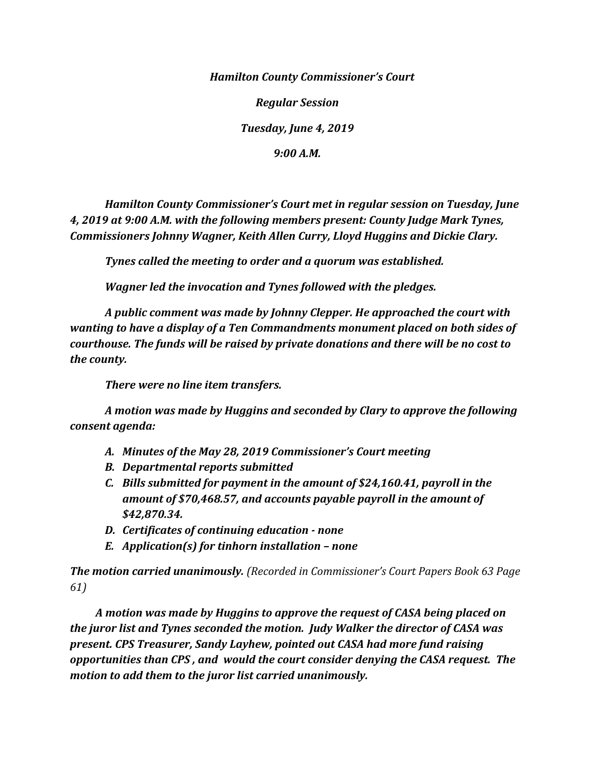*Hamilton County Commissioner's Court*

*Regular Session*

*Tuesday, June 4, 2019*

*9:00 A.M.*

***Hamilton County Commissioner's Court met in regular session on Tuesday, June 4, 2019 at 9:00 A.M. with the following members present: County Judge Mark Tynes, Commissioners Johnny Wagner, Keith Allen Curry, Lloyd Huggins and Dickie Clary.***

***Tynes called the meeting to order and a quorum was established.***

***Wagner led the invocation and Tynes followed with the pledges.***

***A public comment was made by Johnny Clepper. He approached the court with wanting to have a display of a Ten Commandments monument placed on both sides of courthouse. The funds will be raised by private donations and there will be no cost to the county.***

***There were no line item transfers.***

***A motion was made by Huggins and seconded by Clary to approve the following consent agenda:***

- ***A. Minutes of the May 28, 2019 Commissioner's Court meeting***
- ***B. Departmental reports submitted***
- ***C. Bills submitted for payment in the amount of $24,160.41, payroll in the amount of $70,468.57, and accounts payable payroll in the amount of $42,870.34.***
- ***D. Certificates of continuing education - none***
- ***E. Application(s) for tinhorn installation – none***

***The motion carried unanimously.*** *(Recorded in Commissioner's Court Papers Book 63 Page 61)*

***A motion was made by Huggins to approve the request of CASA being placed on the juror list and Tynes seconded the motion. Judy Walker the director of CASA was present. CPS Treasurer, Sandy Layhew, pointed out CASA had more fund raising opportunities than CPS , and would the court consider denying the CASA request. The motion to add them to the juror list carried unanimously.***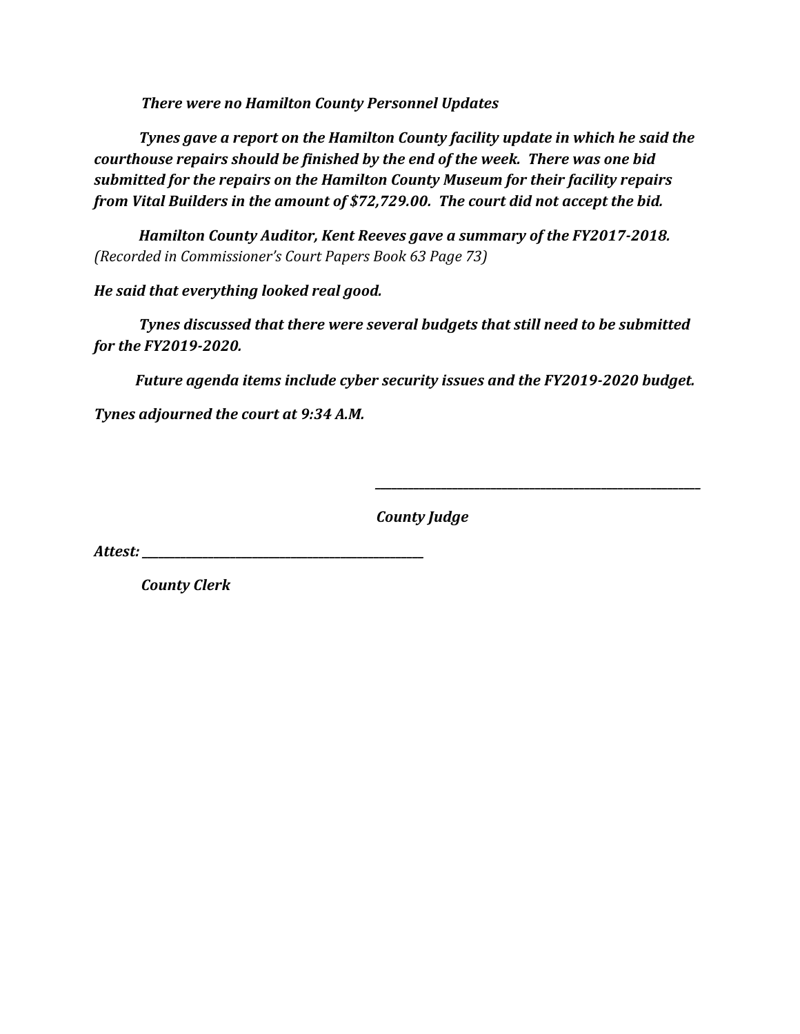*There were no Hamilton County Personnel Updates*

*Tynes gave a report on the Hamilton County facility update in which he said the courthouse repairs should be finished by the end of the week. There was one bid submitted for the repairs on the Hamilton County Museum for their facility repairs from Vital Builders in the amount of $72,729.00. The court did not accept the bid.*

*Hamilton County Auditor, Kent Reeves gave a summary of the FY2017-2018.* *(Recorded in Commissioner's Court Papers Book 63 Page 73)*

*He said that everything looked real good.*

*Tynes discussed that there were several budgets that still need to be submitted for the FY2019-2020.*

*Future agenda items include cyber security issues and the FY2019-2020 budget.*

*Tynes adjourned the court at 9:34 A.M.*

\_\_\_\_\_\_\_\_\_\_\_\_\_\_\_\_\_\_\_\_\_\_\_\_\_\_\_\_\_\_\_\_\_\_\_\_\_\_\_\_\_\_\_\_\_\_\_\_

*County Judge*

*Attest:* \_\_\_\_\_\_\_\_\_\_\_\_\_\_\_\_\_\_\_\_\_\_\_\_\_\_\_\_\_\_\_\_\_\_\_\_\_\_\_\_\_\_\_\_\_\_\_\_

*County Clerk*